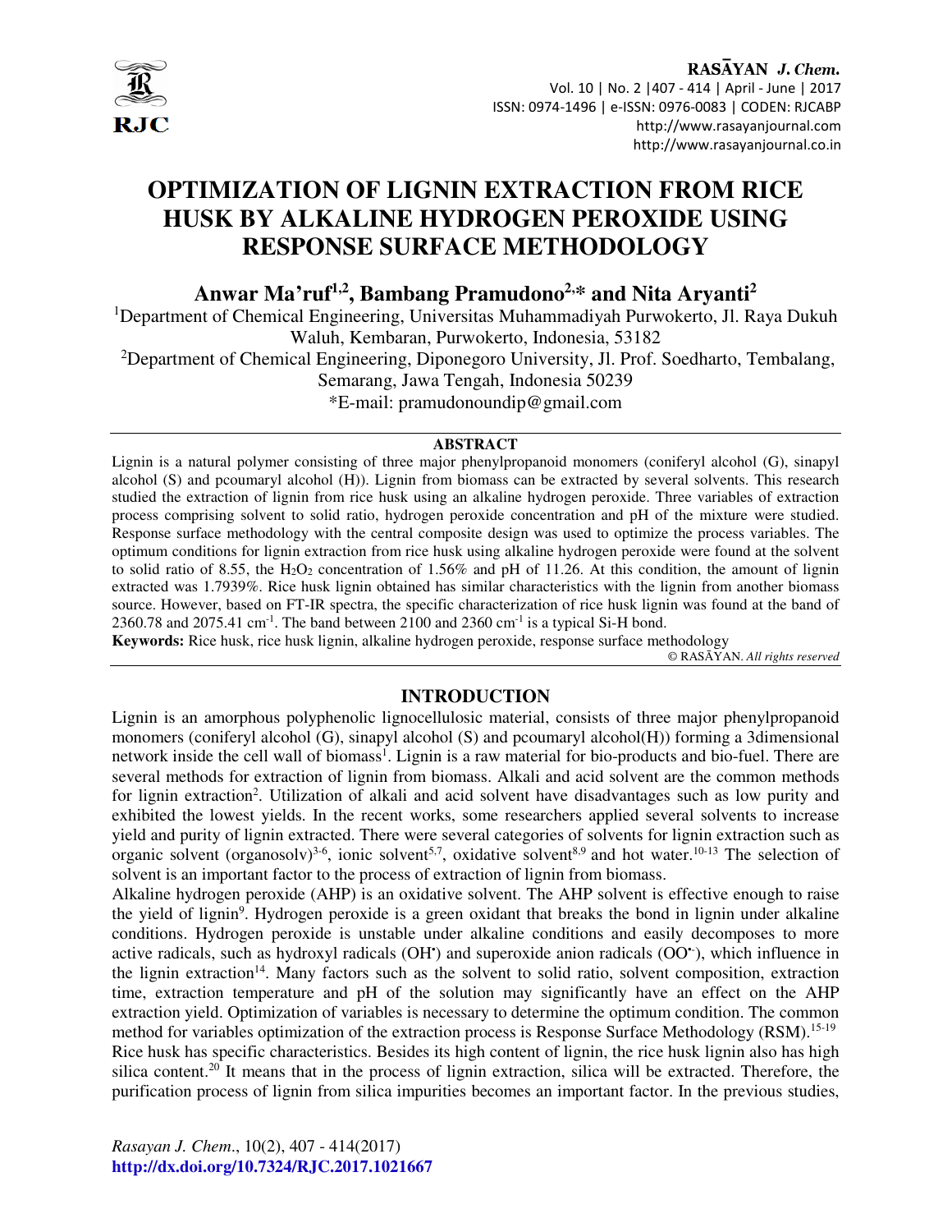# OPTIMIZATION OF LIGNIN EXTRACTION FROM RICE HUSK BY ALKALINE HYDROGEN PEROXIDE USING RESPONSE SURFACE METHODOLOGY

**Anwar Ma'ruf[1,2], Bambang Pramudono[2,*] and Nita Aryanti[2]**

[1]Department of Chemical Engineering, Universitas Muhammadiyah Purwokerto, Jl. Raya Dukuh Waluh, Kembaran, Purwokerto, Indonesia, 53182

[2]Department of Chemical Engineering, Diponegoro University, Jl. Prof. Soedharto, Tembalang, Semarang, Jawa Tengah, Indonesia 50239

*E-mail: pramudonoundip@gmail.com

## ABSTRACT

Lignin is a natural polymer consisting of three major phenylpropanoid monomers (coniferyl alcohol (G), sinapyl alcohol (S) and pcoumaryl alcohol (H)). Lignin from biomass can be extracted by several solvents. This research studied the extraction of lignin from rice husk using an alkaline hydrogen peroxide. Three variables of extraction process comprising solvent to solid ratio, hydrogen peroxide concentration and pH of the mixture were studied. Response surface methodology with the central composite design was used to optimize the process variables. The optimum conditions for lignin extraction from rice husk using alkaline hydrogen peroxide were found at the solvent to solid ratio of 8.55, the $H_2O_2$ concentration of 1.56% and pH of 11.26. At this condition, the amount of lignin extracted was 1.7939%. Rice husk lignin obtained has similar characteristics with the lignin from another biomass source. However, based on FT-IR spectra, the specific characterization of rice husk lignin was found at the band of 2360.78 and 2075.41 $cm^{-1}$. The band between 2100 and 2360 $cm^{-1}$ is a typical Si-H bond.

**Keywords:** Rice husk, rice husk lignin, alkaline hydrogen peroxide, response surface methodology

© RASĀYAN. *All rights reserved*

## INTRODUCTION

Lignin is an amorphous polyphenolic lignocellulosic material, consists of three major phenylpropanoid monomers (coniferyl alcohol (G), sinapyl alcohol (S) and pcoumaryl alcohol(H)) forming a 3dimensional network inside the cell wall of biomass[1]. Lignin is a raw material for bio-products and bio-fuel. There are several methods for extraction of lignin from biomass. Alkali and acid solvent are the common methods for lignin extraction[2]. Utilization of alkali and acid solvent have disadvantages such as low purity and exhibited the lowest yields. In the recent works, some researchers applied several solvents to increase yield and purity of lignin extracted. There were several categories of solvents for lignin extraction such as organic solvent (organosolv)[3-6], ionic solvent[5,7], oxidative solvent[8,9] and hot water.[10-13] The selection of solvent is an important factor to the process of extraction of lignin from biomass.

Alkaline hydrogen peroxide (AHP) is an oxidative solvent. The AHP solvent is effective enough to raise the yield of lignin[9]. Hydrogen peroxide is a green oxidant that breaks the bond in lignin under alkaline conditions. Hydrogen peroxide is unstable under alkaline conditions and easily decomposes to more active radicals, such as hydroxyl radicals ($OH^{\bullet}$) and superoxide anion radicals ($OO^{\bullet -}$), which influence in the lignin extraction[14]. Many factors such as the solvent to solid ratio, solvent composition, extraction time, extraction temperature and pH of the solution may significantly have an effect on the AHP extraction yield. Optimization of variables is necessary to determine the optimum condition. The common method for variables optimization of the extraction process is Response Surface Methodology (RSM).[15-19]

Rice husk has specific characteristics. Besides its high content of lignin, the rice husk lignin also has high silica content.[20] It means that in the process of lignin extraction, silica will be extracted. Therefore, the purification process of lignin from silica impurities becomes an important factor. In the previous studies,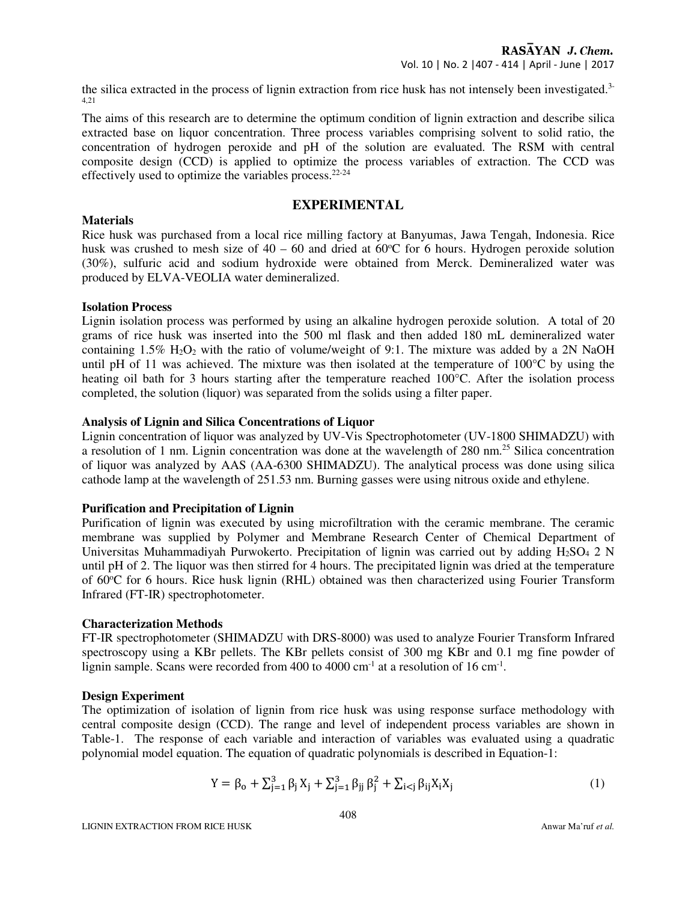the silica extracted in the process of lignin extraction from rice husk has not intensely been investigated.[3-4,21]

The aims of this research are to determine the optimum condition of lignin extraction and describe silica extracted base on liquor concentration. Three process variables comprising solvent to solid ratio, the concentration of hydrogen peroxide and pH of the solution are evaluated. The RSM with central composite design (CCD) is applied to optimize the process variables of extraction. The CCD was effectively used to optimize the variables process.[22-24]

## EXPERIMENTAL

### Materials

Rice husk was purchased from a local rice milling factory at Banyumas, Jawa Tengah, Indonesia. Rice husk was crushed to mesh size of 40 – 60 and dried at 60°C for 6 hours. Hydrogen peroxide solution (30%), sulfuric acid and sodium hydroxide were obtained from Merck. Demineralized water was produced by ELVA-VEOLIA water demineralized.

### Isolation Process

Lignin isolation process was performed by using an alkaline hydrogen peroxide solution. A total of 20 grams of rice husk was inserted into the 500 ml flask and then added 180 mL demineralized water containing 1.5% $H_2O_2$ with the ratio of volume/weight of 9:1. The mixture was added by a 2N NaOH until pH of 11 was achieved. The mixture was then isolated at the temperature of 100°C by using the heating oil bath for 3 hours starting after the temperature reached 100°C. After the isolation process completed, the solution (liquor) was separated from the solids using a filter paper.

### Analysis of Lignin and Silica Concentrations of Liquor

Lignin concentration of liquor was analyzed by UV-Vis Spectrophotometer (UV-1800 SHIMADZU) with a resolution of 1 nm. Lignin concentration was done at the wavelength of 280 nm.[25] Silica concentration of liquor was analyzed by AAS (AA-6300 SHIMADZU). The analytical process was done using silica cathode lamp at the wavelength of 251.53 nm. Burning gasses were using nitrous oxide and ethylene.

### Purification and Precipitation of Lignin

Purification of lignin was executed by using microfiltration with the ceramic membrane. The ceramic membrane was supplied by Polymer and Membrane Research Center of Chemical Department of Universitas Muhammadiyah Purwokerto. Precipitation of lignin was carried out by adding $H_2SO_4$ 2 N until pH of 2. The liquor was then stirred for 4 hours. The precipitated lignin was dried at the temperature of 60°C for 6 hours. Rice husk lignin (RHL) obtained was then characterized using Fourier Transform Infrared (FT-IR) spectrophotometer.

### Characterization Methods

FT-IR spectrophotometer (SHIMADZU with DRS-8000) was used to analyze Fourier Transform Infrared spectroscopy using a KBr pellets. The KBr pellets consist of 300 mg KBr and 0.1 mg fine powder of lignin sample. Scans were recorded from 400 to 4000 $cm^{-1}$ at a resolution of 16 $cm^{-1}$.

### Design Experiment

The optimization of isolation of lignin from rice husk was using response surface methodology with central composite design (CCD). The range and level of independent process variables are shown in Table-1. The response of each variable and interaction of variables was evaluated using a quadratic polynomial model equation. The equation of quadratic polynomials is described in Equation-1:

$$Y = \beta_o + \sum_{j=1}^{3} \beta_j X_j + \sum_{j=1}^{3} \beta_{jj} \beta_j^2 + \sum_{i<j} \beta_{ij} X_i X_j \qquad (1)$$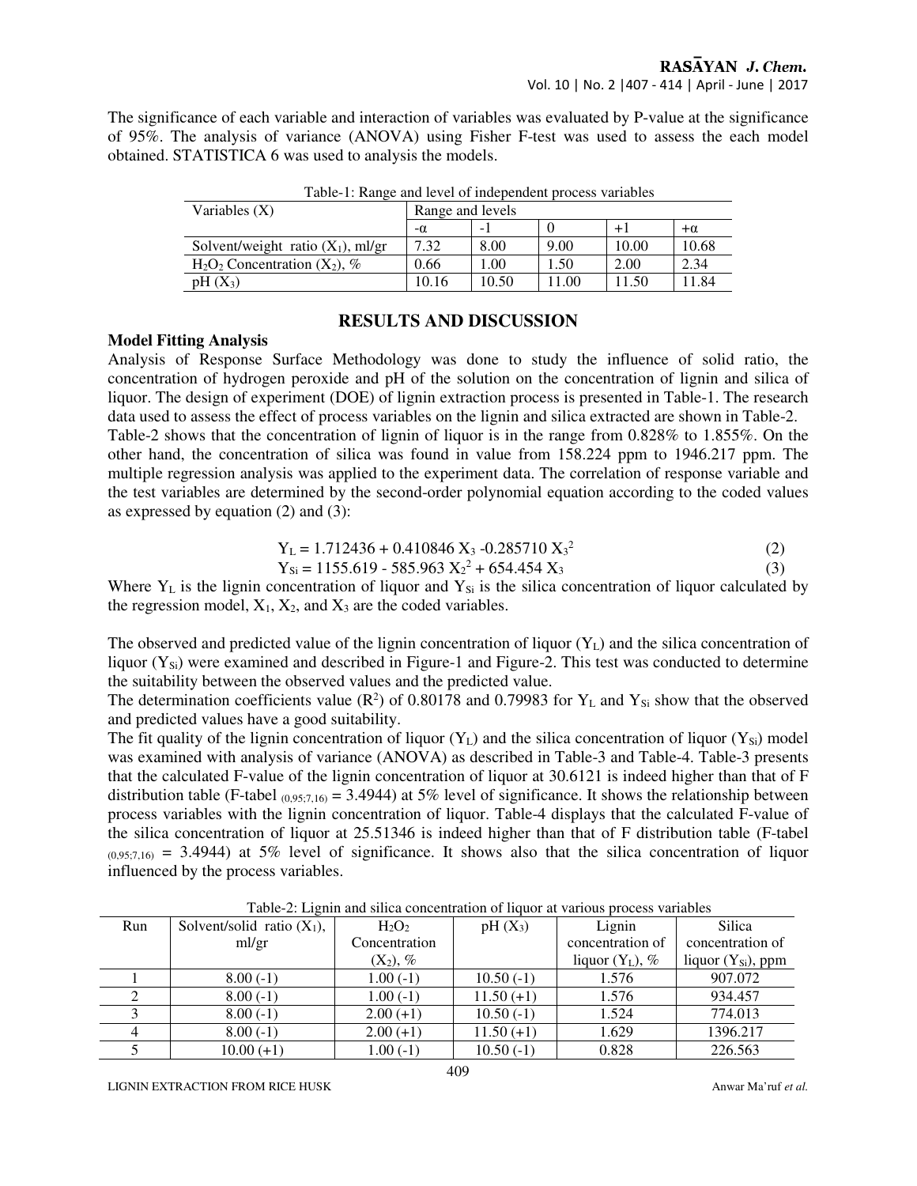The significance of each variable and interaction of variables was evaluated by P-value at the significance of 95%. The analysis of variance (ANOVA) using Fisher F-test was used to assess the each model obtained. STATISTICA 6 was used to analysis the models.

Table-1: Range and level of independent process variables

| Variables (X) | Range and levels | | | | |
|---|---|---|---|---|---|
| | $-\alpha$ | -1 | 0 | +1 | $+\alpha$ |
| Solvent/weight ratio ($X_1$), ml/gr | 7.32 | 8.00 | 9.00 | 10.00 | 10.68 |
| $H_2O_2$ Concentration ($X_2$), % | 0.66 | 1.00 | 1.50 | 2.00 | 2.34 |
| pH ($X_3$) | 10.16 | 10.50 | 11.00 | 11.50 | 11.84 |

## RESULTS AND DISCUSSION

### Model Fitting Analysis

Analysis of Response Surface Methodology was done to study the influence of solid ratio, the concentration of hydrogen peroxide and pH of the solution on the concentration of lignin and silica of liquor. The design of experiment (DOE) of lignin extraction process is presented in Table-1. The research data used to assess the effect of process variables on the lignin and silica extracted are shown in Table-2.

Table-2 shows that the concentration of lignin of liquor is in the range from 0.828% to 1.855%. On the other hand, the concentration of silica was found in value from 158.224 ppm to 1946.217 ppm. The multiple regression analysis was applied to the experiment data. The correlation of response variable and the test variables are determined by the second-order polynomial equation according to the coded values as expressed by equation (2) and (3):

$$Y_L = 1.712436 + 0.410846\, X_3 - 0.285710\, X_3^2 \quad (2)$$

$$Y_{Si} = 1155.619 - 585.963\, X_2^2 + 654.454\, X_3 \quad (3)$$

Where $Y_L$ is the lignin concentration of liquor and $Y_{Si}$ is the silica concentration of liquor calculated by the regression model, $X_1$, $X_2$, and $X_3$ are the coded variables.

The observed and predicted value of the lignin concentration of liquor ($Y_L$) and the silica concentration of liquor ($Y_{Si}$) were examined and described in Figure-1 and Figure-2. This test was conducted to determine the suitability between the observed values and the predicted value.

The determination coefficients value ($R^2$) of 0.80178 and 0.79983 for $Y_L$ and $Y_{Si}$ show that the observed and predicted values have a good suitability.

The fit quality of the lignin concentration of liquor ($Y_L$) and the silica concentration of liquor ($Y_{Si}$) model was examined with analysis of variance (ANOVA) as described in Table-3 and Table-4. Table-3 presents that the calculated F-value of the lignin concentration of liquor at 30.6121 is indeed higher than that of F distribution table ($F\text{-tabel}_{(0,95;7,16)} = 3.4944$) at 5% level of significance. It shows the relationship between process variables with the lignin concentration of liquor. Table-4 displays that the calculated F-value of the silica concentration of liquor at 25.51346 is indeed higher than that of F distribution table ($F\text{-tabel}_{(0,95;7,16)} = 3.4944$) at 5% level of significance. It shows also that the silica concentration of liquor influenced by the process variables.

Table-2: Lignin and silica concentration of liquor at various process variables

| Run | Solvent/solid ratio ($X_1$), ml/gr | $H_2O_2$ Concentration ($X_2$), % | pH ($X_3$) | Lignin concentration of liquor ($Y_L$), % | Silica concentration of liquor ($Y_{Si}$), ppm |
|---|---|---|---|---|---|
| 1 | 8.00 (-1) | 1.00 (-1) | 10.50 (-1) | 1.576 | 907.072 |
| 2 | 8.00 (-1) | 1.00 (-1) | 11.50 (+1) | 1.576 | 934.457 |
| 3 | 8.00 (-1) | 2.00 (+1) | 10.50 (-1) | 1.524 | 774.013 |
| 4 | 8.00 (-1) | 2.00 (+1) | 11.50 (+1) | 1.629 | 1396.217 |
| 5 | 10.00 (+1) | 1.00 (-1) | 10.50 (-1) | 0.828 | 226.563 |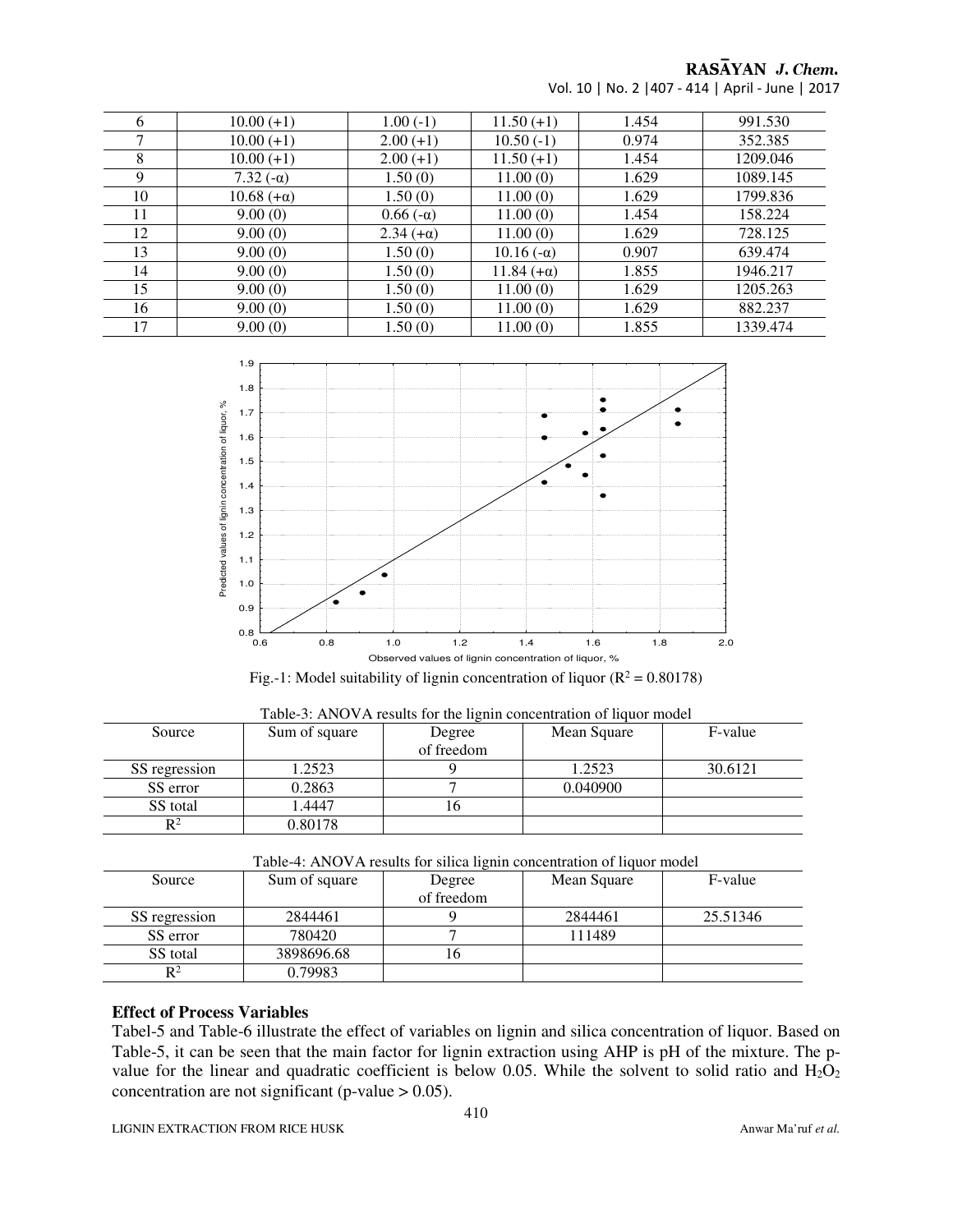| 6 | 10.00 (+1) | 1.00 (-1) | 11.50 (+1) | 1.454 | 991.530 |
|---|---|---|---|---|---|
| 7 | 10.00 (+1) | 2.00 (+1) | 10.50 (-1) | 0.974 | 352.385 |
| 8 | 10.00 (+1) | 2.00 (+1) | 11.50 (+1) | 1.454 | 1209.046 |
| 9 | 7.32 (-α) | 1.50 (0) | 11.00 (0) | 1.629 | 1089.145 |
| 10 | 10.68 (+α) | 1.50 (0) | 11.00 (0) | 1.629 | 1799.836 |
| 11 | 9.00 (0) | 0.66 (-α) | 11.00 (0) | 1.454 | 158.224 |
| 12 | 9.00 (0) | 2.34 (+α) | 11.00 (0) | 1.629 | 728.125 |
| 13 | 9.00 (0) | 1.50 (0) | 10.16 (-α) | 0.907 | 639.474 |
| 14 | 9.00 (0) | 1.50 (0) | 11.84 (+α) | 1.855 | 1946.217 |
| 15 | 9.00 (0) | 1.50 (0) | 11.00 (0) | 1.629 | 1205.263 |
| 16 | 9.00 (0) | 1.50 (0) | 11.00 (0) | 1.629 | 882.237 |
| 17 | 9.00 (0) | 1.50 (0) | 11.00 (0) | 1.855 | 1339.474 |

Fig.-1: Model suitability of lignin concentration of liquor ($R^2 = 0.80178$)

Table-3: ANOVA results for the lignin concentration of liquor model

| Source | Sum of square | Degree of freedom | Mean Square | F-value |
|---|---|---|---|---|
| SS regression | 1.2523 | 9 | 1.2523 | 30.6121 |
| SS error | 0.2863 | 7 | 0.040900 | |
| SS total | 1.4447 | 16 | | |
| $R^2$ | 0.80178 | | | |

Table-4: ANOVA results for silica lignin concentration of liquor model

| Source | Sum of square | Degree of freedom | Mean Square | F-value |
|---|---|---|---|---|
| SS regression | 2844461 | 9 | 2844461 | 25.51346 |
| SS error | 780420 | 7 | 111489 | |
| SS total | 3898696.68 | 16 | | |
| $R^2$ | 0.79983 | | | |

### Effect of Process Variables

Tabel-5 and Table-6 illustrate the effect of variables on lignin and silica concentration of liquor. Based on Table-5, it can be seen that the main factor for lignin extraction using AHP is pH of the mixture. The p-value for the linear and quadratic coefficient is below 0.05. While the solvent to solid ratio and $H_2O_2$ concentration are not significant (p-value > 0.05).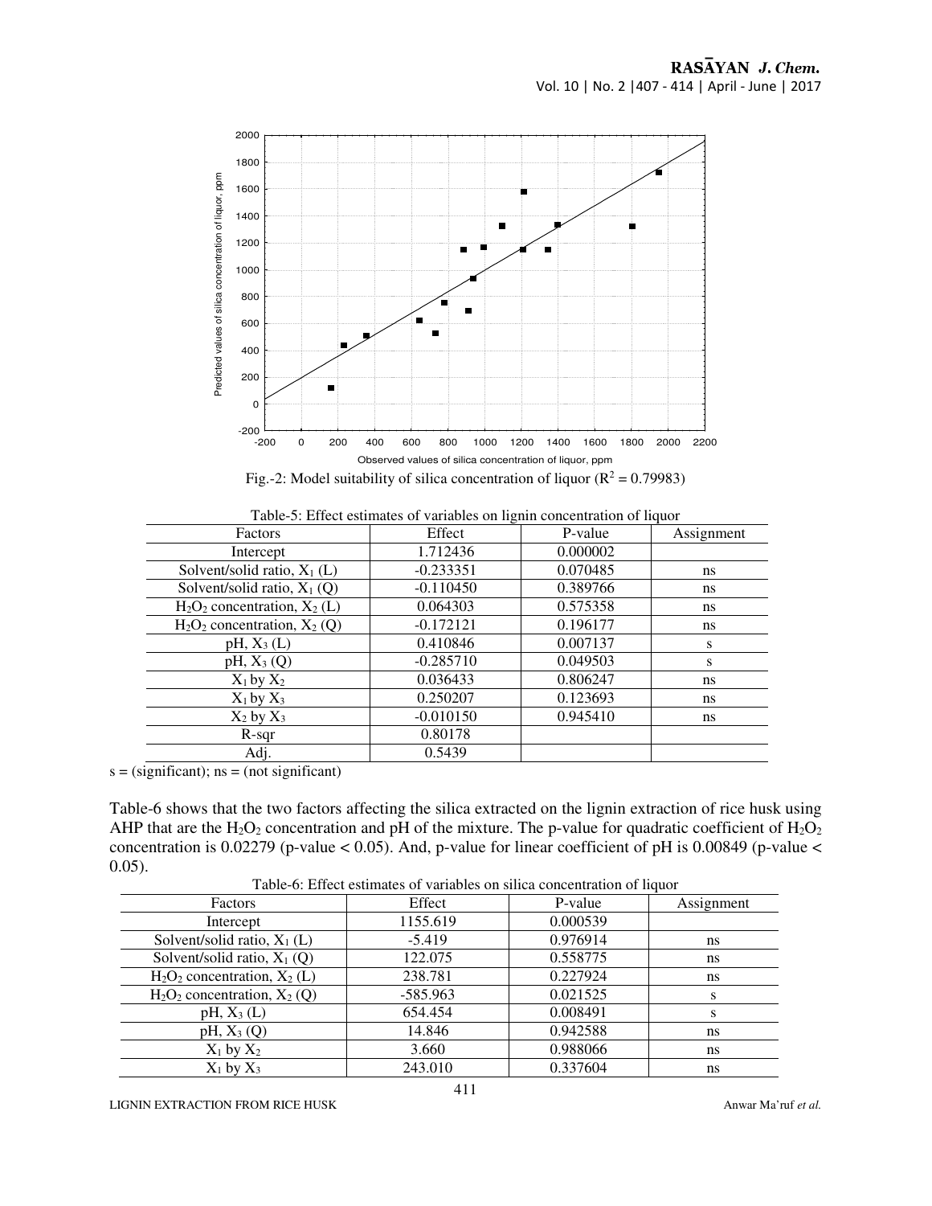Fig.-2: Model suitability of silica concentration of liquor ($R^2$ = 0.79983)

Table-5: Effect estimates of variables on lignin concentration of liquor

| Factors | Effect | P-value | Assignment |
|---|---|---|---|
| Intercept | 1.712436 | 0.000002 | |
| Solvent/solid ratio, $X_1$ (L) | -0.233351 | 0.070485 | ns |
| Solvent/solid ratio, $X_1$ (Q) | -0.110450 | 0.389766 | ns |
| $H_2O_2$ concentration, $X_2$ (L) | 0.064303 | 0.575358 | ns |
| $H_2O_2$ concentration, $X_2$ (Q) | -0.172121 | 0.196177 | ns |
| pH, $X_3$ (L) | 0.410846 | 0.007137 | s |
| pH, $X_3$ (Q) | -0.285710 | 0.049503 | s |
| $X_1$ by $X_2$ | 0.036433 | 0.806247 | ns |
| $X_1$ by $X_3$ | 0.250207 | 0.123693 | ns |
| $X_2$ by $X_3$ | -0.010150 | 0.945410 | ns |
| R-sqr | 0.80178 | | |
| Adj. | 0.5439 | | |

s = (significant); ns = (not significant)

Table-6 shows that the two factors affecting the silica extracted on the lignin extraction of rice husk using AHP that are the $H_2O_2$ concentration and pH of the mixture. The p-value for quadratic coefficient of $H_2O_2$ concentration is 0.02279 (p-value < 0.05). And, p-value for linear coefficient of pH is 0.00849 (p-value < 0.05).

Table-6: Effect estimates of variables on silica concentration of liquor

| Factors | Effect | P-value | Assignment |
|---|---|---|---|
| Intercept | 1155.619 | 0.000539 | |
| Solvent/solid ratio, $X_1$ (L) | -5.419 | 0.976914 | ns |
| Solvent/solid ratio, $X_1$ (Q) | 122.075 | 0.558775 | ns |
| $H_2O_2$ concentration, $X_2$ (L) | 238.781 | 0.227924 | ns |
| $H_2O_2$ concentration, $X_2$ (Q) | -585.963 | 0.021525 | s |
| pH, $X_3$ (L) | 654.454 | 0.008491 | s |
| pH, $X_3$ (Q) | 14.846 | 0.942588 | ns |
| $X_1$ by $X_2$ | 3.660 | 0.988066 | ns |
| $X_1$ by $X_3$ | 243.010 | 0.337604 | ns |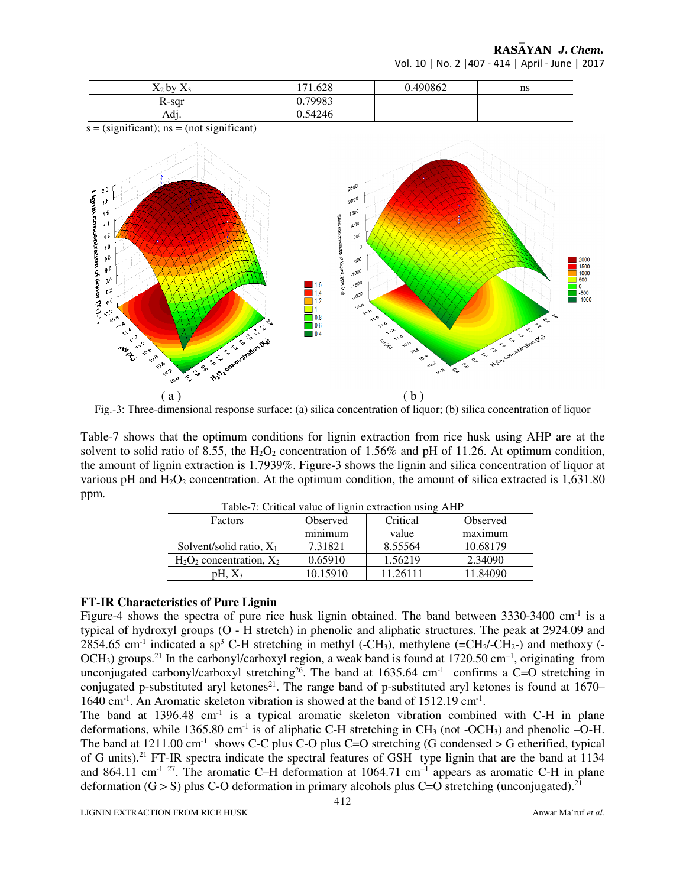| $X_2$ by $X_3$ | 171.628 | 0.490862 | ns |
| --- | --- | --- | --- |
| R-sqr | 0.79983 | | |
| Adj. | 0.54246 | | |

s = (significant); ns = (not significant)

Fig.-3: Three-dimensional response surface: (a) silica concentration of liquor; (b) silica concentration of liquor

Table-7 shows that the optimum conditions for lignin extraction from rice husk using AHP are at the solvent to solid ratio of 8.55, the $H_2O_2$ concentration of 1.56% and pH of 11.26. At optimum condition, the amount of lignin extraction is 1.7939%. Figure-3 shows the lignin and silica concentration of liquor at various pH and $H_2O_2$ concentration. At the optimum condition, the amount of silica extracted is 1,631.80 ppm.

Table-7: Critical value of lignin extraction using AHP

| Factors | Observed minimum | Critical value | Observed maximum |
| --- | --- | --- | --- |
| Solvent/solid ratio, $X_1$ | 7.31821 | 8.55564 | 10.68179 |
| $H_2O_2$ concentration, $X_2$ | 0.65910 | 1.56219 | 2.34090 |
| pH, $X_3$ | 10.15910 | 11.26111 | 11.84090 |

## FT-IR Characteristics of Pure Lignin

Figure-4 shows the spectra of pure rice husk lignin obtained. The band between 3330-3400 $cm^{-1}$ is a typical of hydroxyl groups (O - H stretch) in phenolic and aliphatic structures. The peak at 2924.09 and 2854.65 $cm^{-1}$ indicated a $sp^3$ C-H stretching in methyl ($-CH_3$), methylene ($=CH_2$/$-CH_2-$) and methoxy ($-OCH_3$) groups.[21] In the carbonyl/carboxyl region, a weak band is found at 1720.50 $cm^{-1}$, originating from unconjugated carbonyl/carboxyl stretching[26]. The band at 1635.64 $cm^{-1}$ confirms a C=O stretching in conjugated p-substituted aryl ketones[21]. The range band of p-substituted aryl ketones is found at 1670–1640 $cm^{-1}$. An Aromatic skeleton vibration is showed at the band of 1512.19 $cm^{-1}$.

The band at 1396.48 $cm^{-1}$ is a typical aromatic skeleton vibration combined with C-H in plane deformations, while 1365.80 $cm^{-1}$ is of aliphatic C-H stretching in $CH_3$ (not $-OCH_3$) and phenolic –O-H. The band at 1211.00 $cm^{-1}$ shows C-C plus C-O plus C=O stretching (G condensed > G etherified, typical of G units).[21] FT-IR spectra indicate the spectral features of GSH type lignin that are the band at 1134 and 864.11 $cm^{-1}$ [27]. The aromatic C–H deformation at 1064.71 $cm^{-1}$ appears as aromatic C-H in plane deformation (G > S) plus C-O deformation in primary alcohols plus C=O stretching (unconjugated).[21]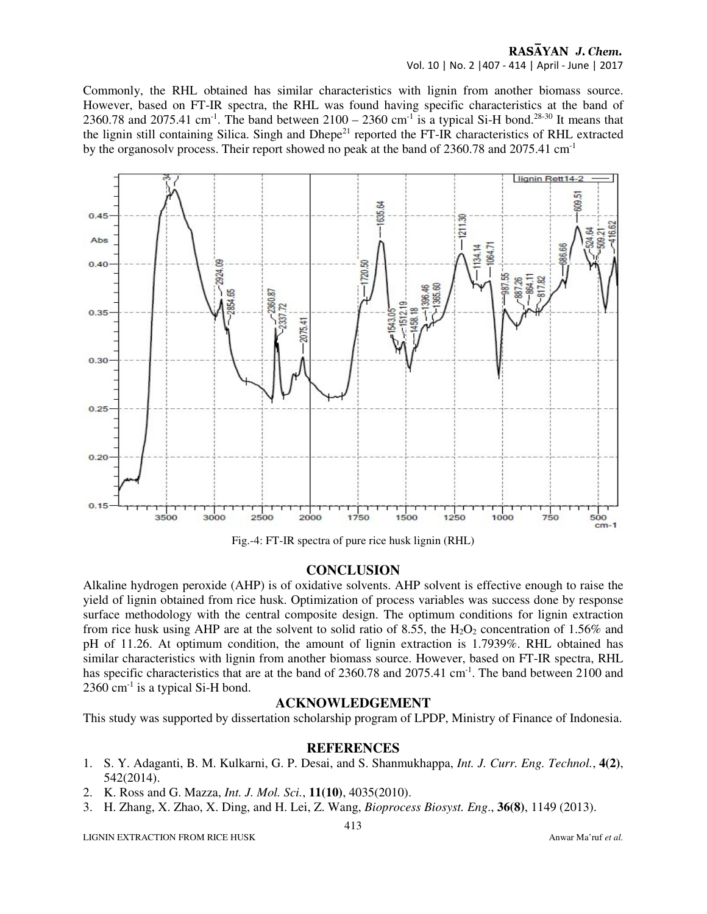Commonly, the RHL obtained has similar characteristics with lignin from another biomass source. However, based on FT-IR spectra, the RHL was found having specific characteristics at the band of 2360.78 and 2075.41 cm$^{-1}$. The band between 2100 – 2360 cm$^{-1}$ is a typical Si-H bond.[28-30] It means that the lignin still containing Silica. Singh and Dhepe[21] reported the FT-IR characteristics of RHL extracted by the organosolv process. Their report showed no peak at the band of 2360.78 and 2075.41 cm$^{-1}$

Fig.-4: FT-IR spectra of pure rice husk lignin (RHL)

## CONCLUSION

Alkaline hydrogen peroxide (AHP) is of oxidative solvents. AHP solvent is effective enough to raise the yield of lignin obtained from rice husk. Optimization of process variables was success done by response surface methodology with the central composite design. The optimum conditions for lignin extraction from rice husk using AHP are at the solvent to solid ratio of 8.55, the $H_2O_2$ concentration of 1.56% and pH of 11.26. At optimum condition, the amount of lignin extraction is 1.7939%. RHL obtained has similar characteristics with lignin from another biomass source. However, based on FT-IR spectra, RHL has specific characteristics that are at the band of 2360.78 and 2075.41 cm$^{-1}$. The band between 2100 and 2360 cm$^{-1}$ is a typical Si-H bond.

## ACKNOWLEDGEMENT

This study was supported by dissertation scholarship program of LPDP, Ministry of Finance of Indonesia.

## REFERENCES

1. S. Y. Adaganti, B. M. Kulkarni, G. P. Desai, and S. Shanmukhappa, *Int. J. Curr. Eng. Technol.*, **4(2)**, 542(2014).
2. K. Ross and G. Mazza, *Int. J. Mol. Sci.*, **11(10)**, 4035(2010).
3. H. Zhang, X. Zhao, X. Ding, and H. Lei, Z. Wang, *Bioprocess Biosyst. Eng*., **36(8)**, 1149 (2013).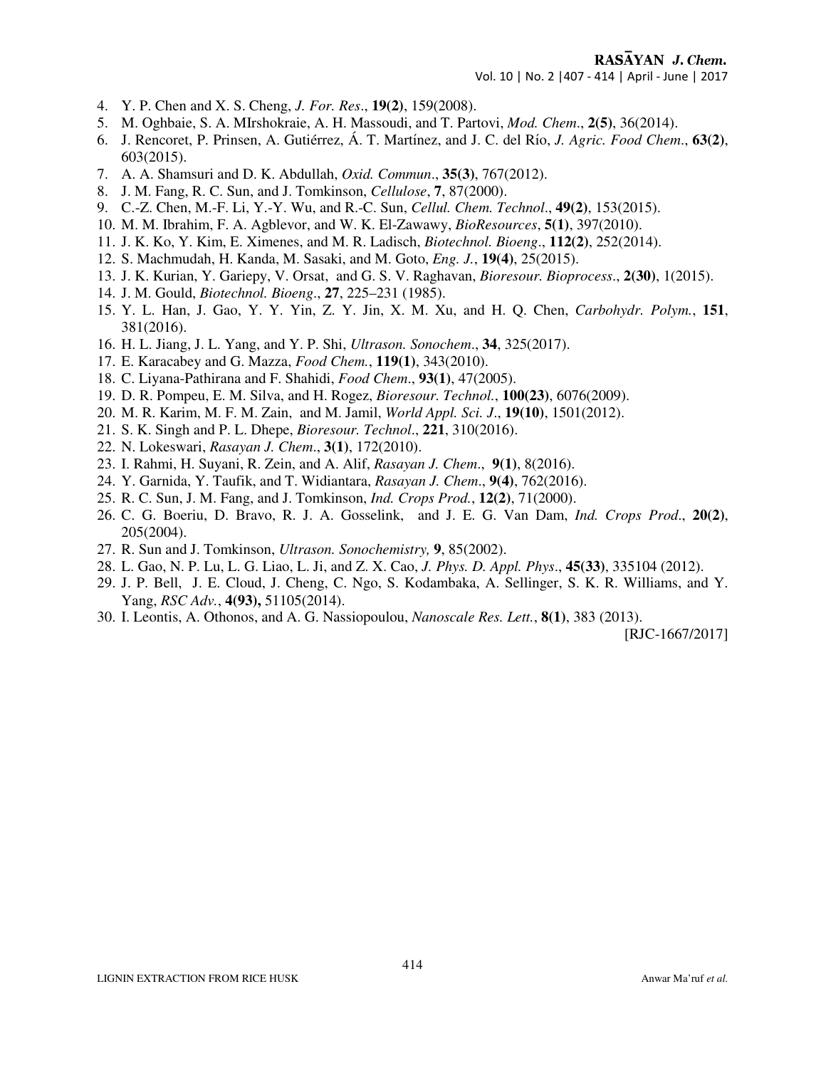4. Y. P. Chen and X. S. Cheng, *J. For. Res*., **19(2)**, 159(2008).
5. M. Oghbaie, S. A. MIrshokraie, A. H. Massoudi, and T. Partovi, *Mod. Chem*., **2(5)**, 36(2014).
6. J. Rencoret, P. Prinsen, A. Gutiérrez, Á. T. Martínez, and J. C. del Río, *J. Agric. Food Chem*., **63(2)**, 603(2015).
7. A. A. Shamsuri and D. K. Abdullah, *Oxid. Commun*., **35(3)**, 767(2012).
8. J. M. Fang, R. C. Sun, and J. Tomkinson, *Cellulose*, **7**, 87(2000).
9. C.-Z. Chen, M.-F. Li, Y.-Y. Wu, and R.-C. Sun, *Cellul. Chem. Technol*., **49(2)**, 153(2015).
10. M. M. Ibrahim, F. A. Agblevor, and W. K. El-Zawawy, *BioResources*, **5(1)**, 397(2010).
11. J. K. Ko, Y. Kim, E. Ximenes, and M. R. Ladisch, *Biotechnol. Bioeng*., **112(2)**, 252(2014).
12. S. Machmudah, H. Kanda, M. Sasaki, and M. Goto, *Eng. J.*, **19(4)**, 25(2015).
13. J. K. Kurian, Y. Gariepy, V. Orsat, and G. S. V. Raghavan, *Bioresour. Bioprocess*., **2(30)**, 1(2015).
14. J. M. Gould, *Biotechnol. Bioeng*., **27**, 225–231 (1985).
15. Y. L. Han, J. Gao, Y. Y. Yin, Z. Y. Jin, X. M. Xu, and H. Q. Chen, *Carbohydr. Polym.*, **151**, 381(2016).
16. H. L. Jiang, J. L. Yang, and Y. P. Shi, *Ultrason. Sonochem*., **34**, 325(2017).
17. E. Karacabey and G. Mazza, *Food Chem.*, **119(1)**, 343(2010).
18. C. Liyana-Pathirana and F. Shahidi, *Food Chem*., **93(1)**, 47(2005).
19. D. R. Pompeu, E. M. Silva, and H. Rogez, *Bioresour. Technol.*, **100(23)**, 6076(2009).
20. M. R. Karim, M. F. M. Zain, and M. Jamil, *World Appl. Sci. J*., **19(10)**, 1501(2012).
21. S. K. Singh and P. L. Dhepe, *Bioresour. Technol*., **221**, 310(2016).
22. N. Lokeswari, *Rasayan J. Chem*., **3(1)**, 172(2010).
23. I. Rahmi, H. Suyani, R. Zein, and A. Alif, *Rasayan J. Chem*., **9(1)**, 8(2016).
24. Y. Garnida, Y. Taufik, and T. Widiantara, *Rasayan J. Chem*., **9(4)**, 762(2016).
25. R. C. Sun, J. M. Fang, and J. Tomkinson, *Ind. Crops Prod.*, **12(2)**, 71(2000).
26. C. G. Boeriu, D. Bravo, R. J. A. Gosselink, and J. E. G. Van Dam, *Ind. Crops Prod*., **20(2)**, 205(2004).
27. R. Sun and J. Tomkinson, *Ultrason. Sonochemistry,* **9**, 85(2002).
28. L. Gao, N. P. Lu, L. G. Liao, L. Ji, and Z. X. Cao, *J. Phys. D. Appl. Phys*., **45(33)**, 335104 (2012).
29. J. P. Bell, J. E. Cloud, J. Cheng, C. Ngo, S. Kodambaka, A. Sellinger, S. K. R. Williams, and Y. Yang, *RSC Adv.*, **4(93),** 51105(2014).
30. I. Leontis, A. Othonos, and A. G. Nassiopoulou, *Nanoscale Res. Lett.*, **8(1)**, 383 (2013).

[RJC-1667/2017]